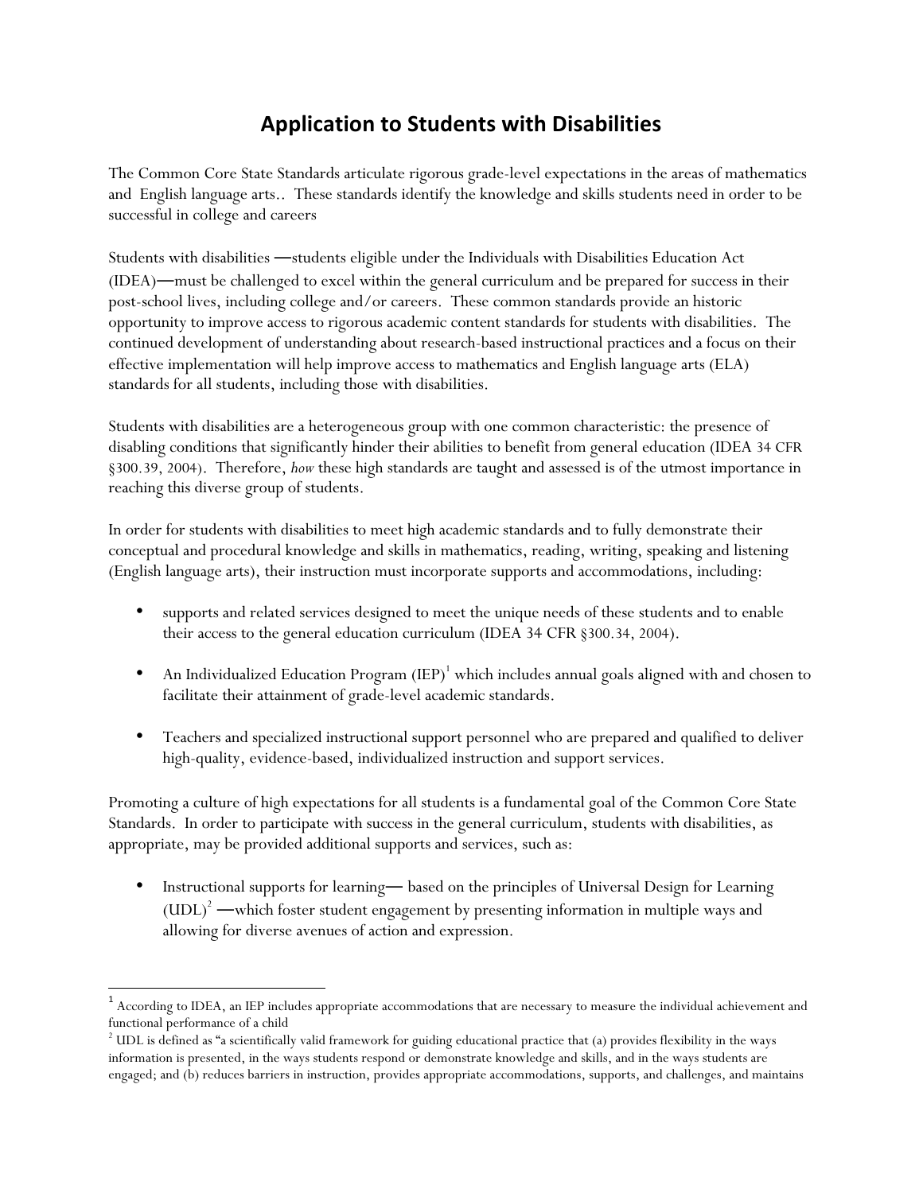# Application to Students with Disabilities

The Common Core State Standards articulate rigorous grade-level expectations in the areas of mathematics and English language arts.. These standards identify the knowledge and skills students need in order to be successful in college and careers

Students with disabilities —students eligible under the Individuals with Disabilities Education Act (IDEA)—must be challenged to excel within the general curriculum and be prepared for success in their post-school lives, including college and/or careers. These common standards provide an historic opportunity to improve access to rigorous academic content standards for students with disabilities. The continued development of understanding about research-based instructional practices and a focus on their effective implementation will help improve access to mathematics and English language arts (ELA) standards for all students, including those with disabilities.

Students with disabilities are a heterogeneous group with one common characteristic: the presence of disabling conditions that significantly hinder their abilities to benefit from general education (IDEA 34 CFR §300.39, 2004). Therefore, *how* these high standards are taught and assessed is of the utmost importance in reaching this diverse group of students.

In order for students with disabilities to meet high academic standards and to fully demonstrate their conceptual and procedural knowledge and skills in mathematics, reading, writing, speaking and listening (English language arts), their instruction must incorporate supports and accommodations, including:

- supports and related services designed to meet the unique needs of these students and to enable their access to the general education curriculum (IDEA 34 CFR §300.34, 2004).
- An Individualized Education Program (IEP)[1] which includes annual goals aligned with and chosen to facilitate their attainment of grade-level academic standards.
- Teachers and specialized instructional support personnel who are prepared and qualified to deliver high-quality, evidence-based, individualized instruction and support services.

Promoting a culture of high expectations for all students is a fundamental goal of the Common Core State Standards. In order to participate with success in the general curriculum, students with disabilities, as appropriate, may be provided additional supports and services, such as:

- Instructional supports for learning— based on the principles of Universal Design for Learning (UDL)[2] —which foster student engagement by presenting information in multiple ways and allowing for diverse avenues of action and expression.

---

[1] According to IDEA, an IEP includes appropriate accommodations that are necessary to measure the individual achievement and functional performance of a child

[2] UDL is defined as "a scientifically valid framework for guiding educational practice that (a) provides flexibility in the ways information is presented, in the ways students respond or demonstrate knowledge and skills, and in the ways students are engaged; and (b) reduces barriers in instruction, provides appropriate accommodations, supports, and challenges, and maintains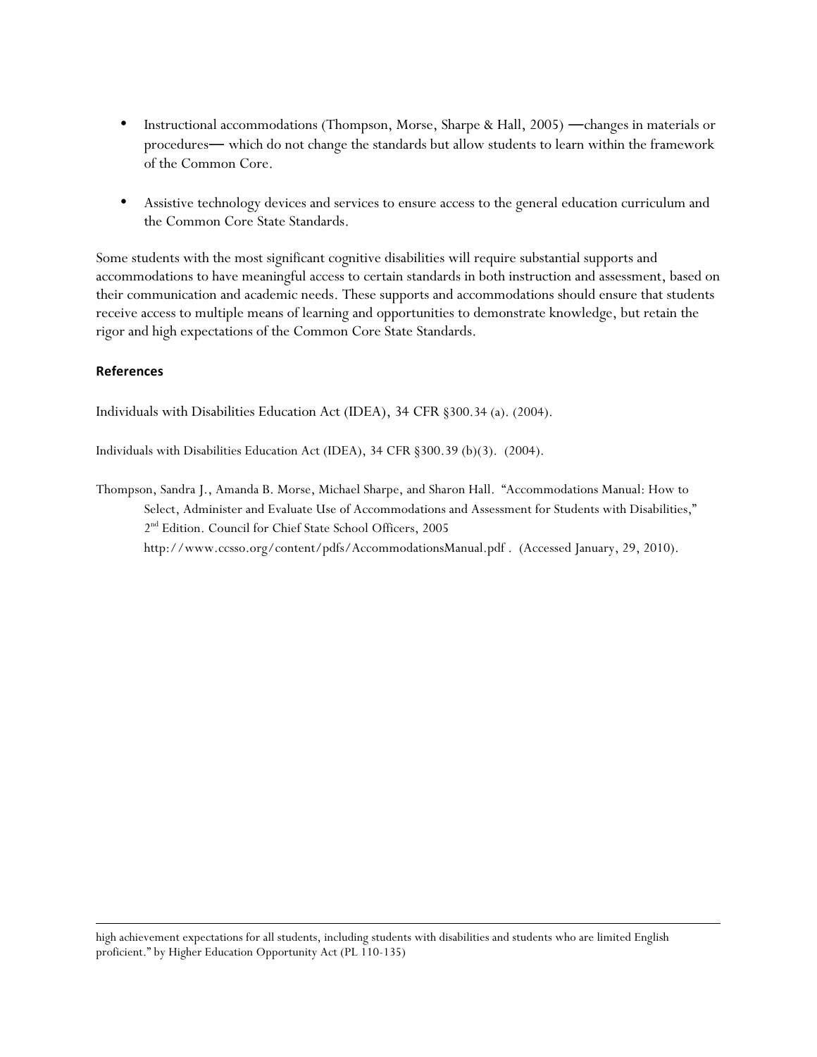- Instructional accommodations (Thompson, Morse, Sharpe & Hall, 2005) —changes in materials or procedures— which do not change the standards but allow students to learn within the framework of the Common Core.

- Assistive technology devices and services to ensure access to the general education curriculum and the Common Core State Standards.

Some students with the most significant cognitive disabilities will require substantial supports and accommodations to have meaningful access to certain standards in both instruction and assessment, based on their communication and academic needs. These supports and accommodations should ensure that students receive access to multiple means of learning and opportunities to demonstrate knowledge, but retain the rigor and high expectations of the Common Core State Standards.

**References**

Individuals with Disabilities Education Act (IDEA), 34 CFR §300.34 (a). (2004).

Individuals with Disabilities Education Act (IDEA), 34 CFR §300.39 (b)(3). (2004).

Thompson, Sandra J., Amanda B. Morse, Michael Sharpe, and Sharon Hall. "Accommodations Manual: How to Select, Administer and Evaluate Use of Accommodations and Assessment for Students with Disabilities," 2nd Edition. Council for Chief State School Officers, 2005 http://www.ccsso.org/content/pdfs/AccommodationsManual.pdf . (Accessed January, 29, 2010).

---

high achievement expectations for all students, including students with disabilities and students who are limited English proficient." by Higher Education Opportunity Act (PL 110-135)